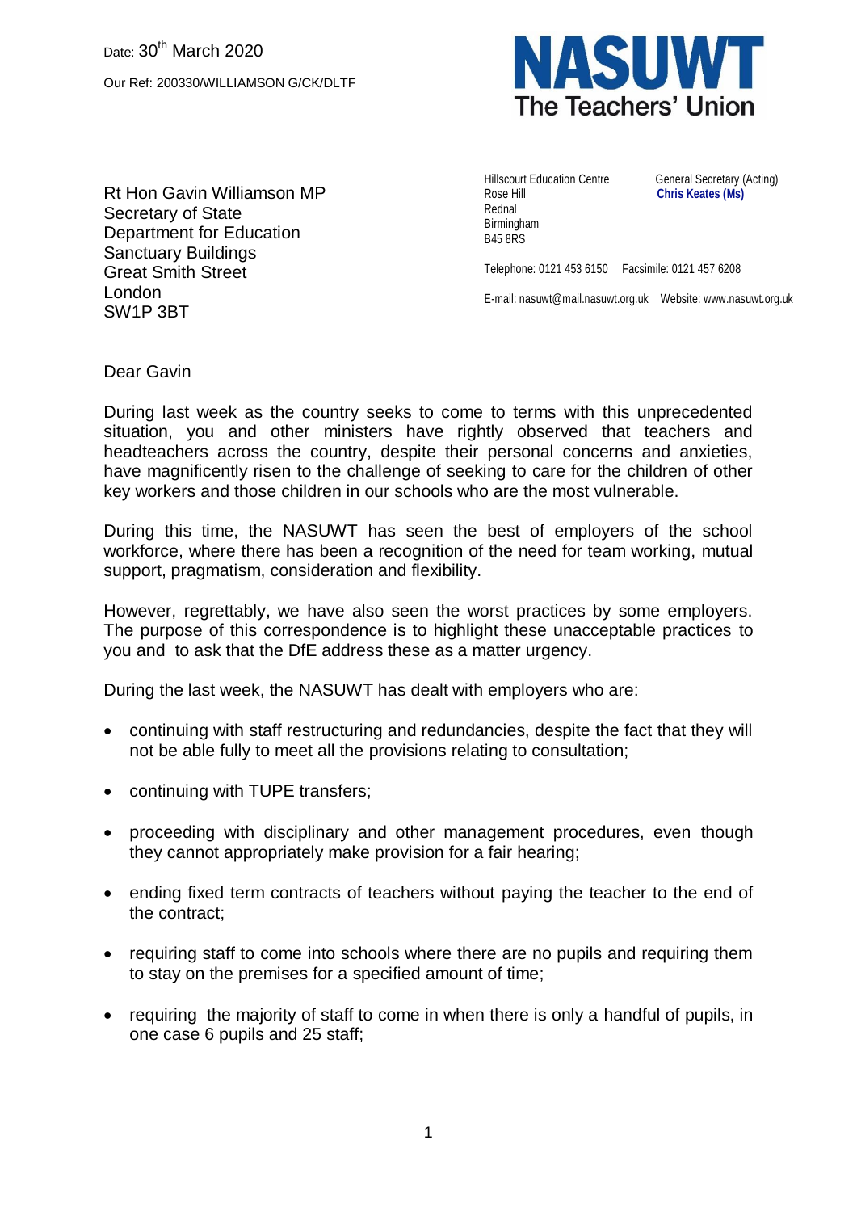Date: 30th March 2020

Our Ref: 200330/WILLIAMSON G/CK/DLTF

**NASUWT**
The Teachers' Union

Hillscourt Education Centre
Rose Hill
Rednal
Birmingham
B45 8RS

General Secretary (Acting)
**Chris Keates (Ms)**

Telephone: 0121 453 6150  Facsimile: 0121 457 6208

E-mail: nasuwt@mail.nasuwt.org.uk  Website: www.nasuwt.org.uk

Rt Hon Gavin Williamson MP
Secretary of State
Department for Education
Sanctuary Buildings
Great Smith Street
London
SW1P 3BT

Dear Gavin

During last week as the country seeks to come to terms with this unprecedented situation, you and other ministers have rightly observed that teachers and headteachers across the country, despite their personal concerns and anxieties, have magnificently risen to the challenge of seeking to care for the children of other key workers and those children in our schools who are the most vulnerable.

During this time, the NASUWT has seen the best of employers of the school workforce, where there has been a recognition of the need for team working, mutual support, pragmatism, consideration and flexibility.

However, regrettably, we have also seen the worst practices by some employers. The purpose of this correspondence is to highlight these unacceptable practices to you and to ask that the DfE address these as a matter urgency.

During the last week, the NASUWT has dealt with employers who are:

- continuing with staff restructuring and redundancies, despite the fact that they will not be able fully to meet all the provisions relating to consultation;
- continuing with TUPE transfers;
- proceeding with disciplinary and other management procedures, even though they cannot appropriately make provision for a fair hearing;
- ending fixed term contracts of teachers without paying the teacher to the end of the contract;
- requiring staff to come into schools where there are no pupils and requiring them to stay on the premises for a specified amount of time;
- requiring the majority of staff to come in when there is only a handful of pupils, in one case 6 pupils and 25 staff;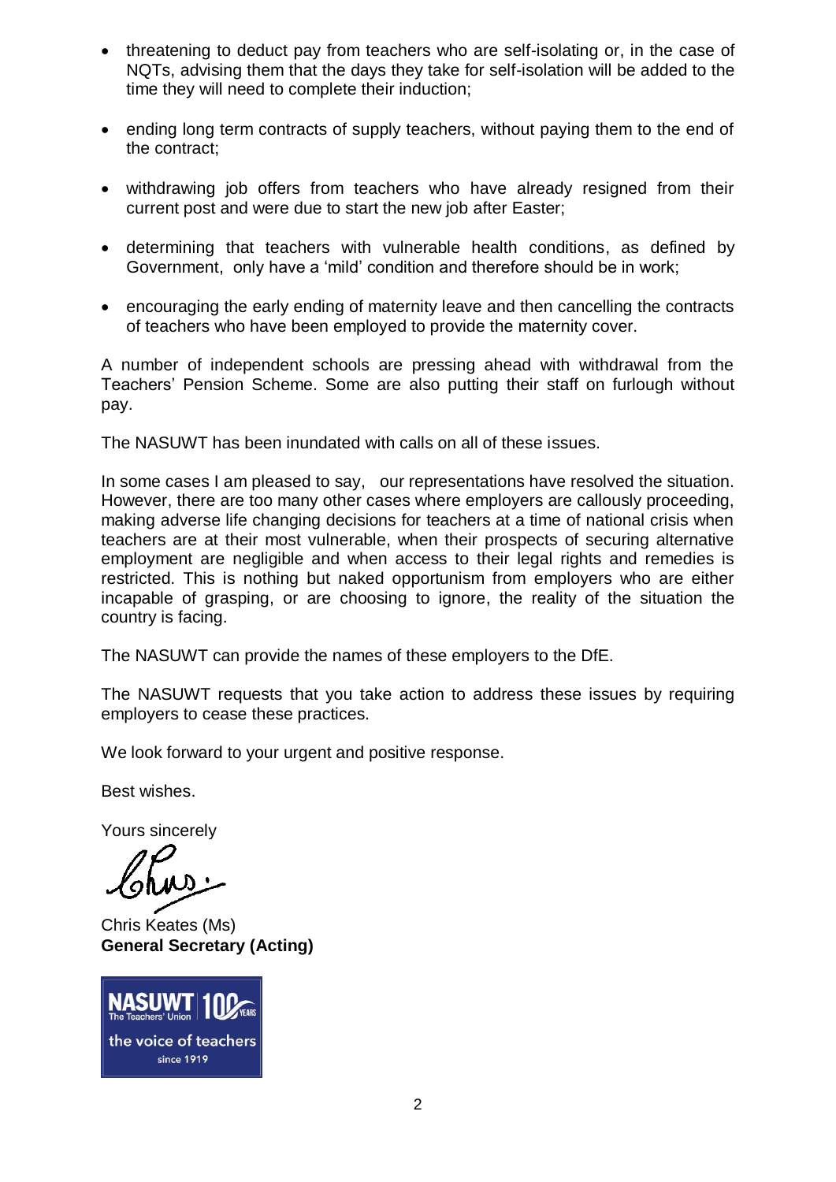- threatening to deduct pay from teachers who are self-isolating or, in the case of NQTs, advising them that the days they take for self-isolation will be added to the time they will need to complete their induction;
- ending long term contracts of supply teachers, without paying them to the end of the contract;
- withdrawing job offers from teachers who have already resigned from their current post and were due to start the new job after Easter;
- determining that teachers with vulnerable health conditions, as defined by Government, only have a 'mild' condition and therefore should be in work;
- encouraging the early ending of maternity leave and then cancelling the contracts of teachers who have been employed to provide the maternity cover.

A number of independent schools are pressing ahead with withdrawal from the Teachers' Pension Scheme. Some are also putting their staff on furlough without pay.

The NASUWT has been inundated with calls on all of these issues.

In some cases I am pleased to say, our representations have resolved the situation. However, there are too many other cases where employers are callously proceeding, making adverse life changing decisions for teachers at a time of national crisis when teachers are at their most vulnerable, when their prospects of securing alternative employment are negligible and when access to their legal rights and remedies is restricted. This is nothing but naked opportunism from employers who are either incapable of grasping, or are choosing to ignore, the reality of the situation the country is facing.

The NASUWT can provide the names of these employers to the DfE.

The NASUWT requests that you take action to address these issues by requiring employers to cease these practices.

We look forward to your urgent and positive response.

Best wishes.

Yours sincerely

Chris Keates (Ms)
**General Secretary (Acting)**

NASUWT The Teachers' Union | 100 YEARS
the voice of teachers since 1919